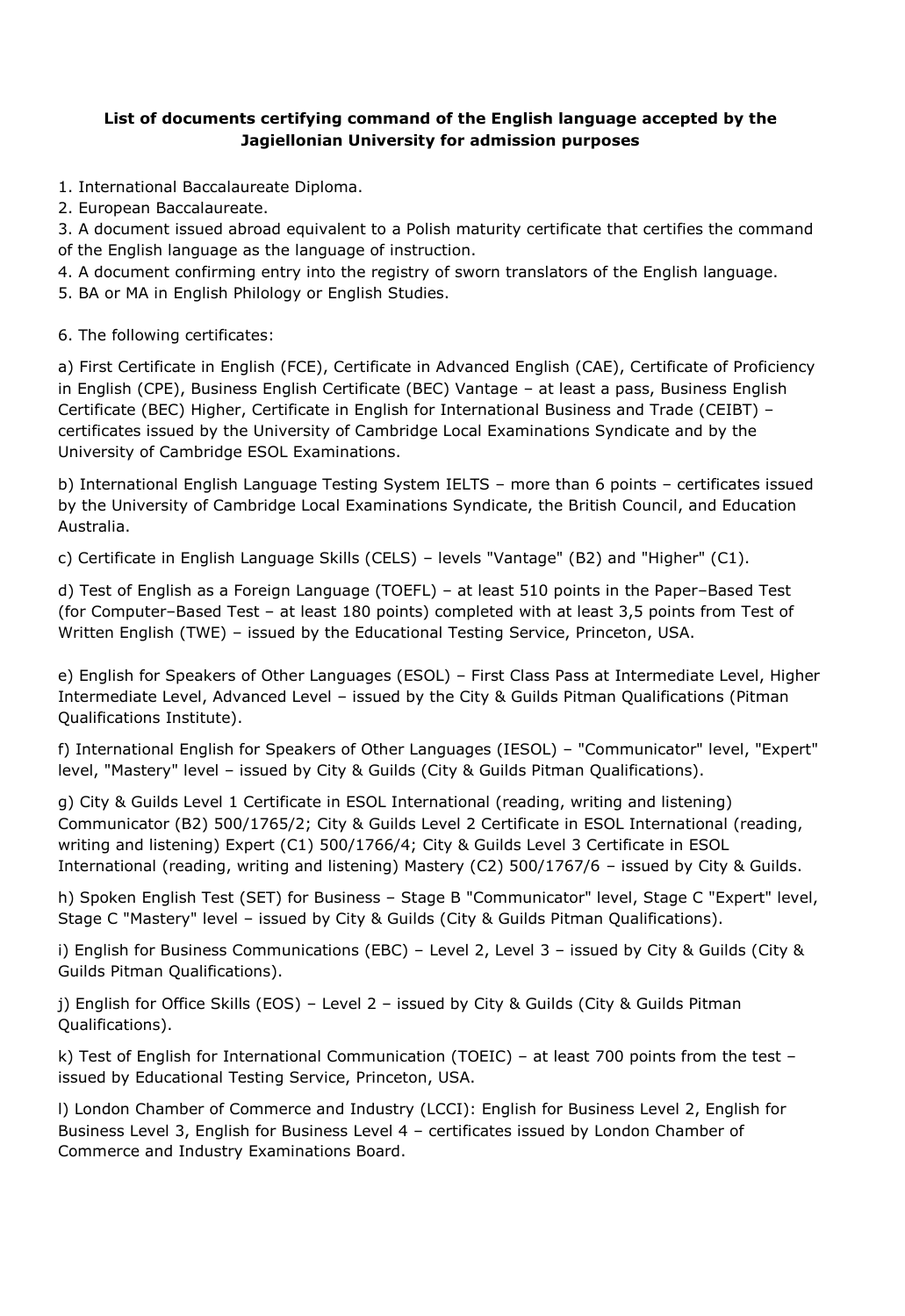**List of documents certifying command of the English language accepted by the Jagiellonian University for admission purposes**

1. International Baccalaureate Diploma.
2. European Baccalaureate.
3. A document issued abroad equivalent to a Polish maturity certificate that certifies the command of the English language as the language of instruction.
4. A document confirming entry into the registry of sworn translators of the English language.
5. BA or MA in English Philology or English Studies.

6. The following certificates:

a) First Certificate in English (FCE), Certificate in Advanced English (CAE), Certificate of Proficiency in English (CPE), Business English Certificate (BEC) Vantage – at least a pass, Business English Certificate (BEC) Higher, Certificate in English for International Business and Trade (CEIBT) – certificates issued by the University of Cambridge Local Examinations Syndicate and by the University of Cambridge ESOL Examinations.

b) International English Language Testing System IELTS – more than 6 points – certificates issued by the University of Cambridge Local Examinations Syndicate, the British Council, and Education Australia.

c) Certificate in English Language Skills (CELS) – levels "Vantage" (B2) and "Higher" (C1).

d) Test of English as a Foreign Language (TOEFL) – at least 510 points in the Paper–Based Test (for Computer–Based Test – at least 180 points) completed with at least 3,5 points from Test of Written English (TWE) – issued by the Educational Testing Service, Princeton, USA.

e) English for Speakers of Other Languages (ESOL) – First Class Pass at Intermediate Level, Higher Intermediate Level, Advanced Level – issued by the City & Guilds Pitman Qualifications (Pitman Qualifications Institute).

f) International English for Speakers of Other Languages (IESOL) – "Communicator" level, "Expert" level, "Mastery" level – issued by City & Guilds (City & Guilds Pitman Qualifications).

g) City & Guilds Level 1 Certificate in ESOL International (reading, writing and listening) Communicator (B2) 500/1765/2; City & Guilds Level 2 Certificate in ESOL International (reading, writing and listening) Expert (C1) 500/1766/4; City & Guilds Level 3 Certificate in ESOL International (reading, writing and listening) Mastery (C2) 500/1767/6 – issued by City & Guilds.

h) Spoken English Test (SET) for Business – Stage B "Communicator" level, Stage C "Expert" level, Stage C "Mastery" level – issued by City & Guilds (City & Guilds Pitman Qualifications).

i) English for Business Communications (EBC) – Level 2, Level 3 – issued by City & Guilds (City & Guilds Pitman Qualifications).

j) English for Office Skills (EOS) – Level 2 – issued by City & Guilds (City & Guilds Pitman Qualifications).

k) Test of English for International Communication (TOEIC) – at least 700 points from the test – issued by Educational Testing Service, Princeton, USA.

l) London Chamber of Commerce and Industry (LCCI): English for Business Level 2, English for Business Level 3, English for Business Level 4 – certificates issued by London Chamber of Commerce and Industry Examinations Board.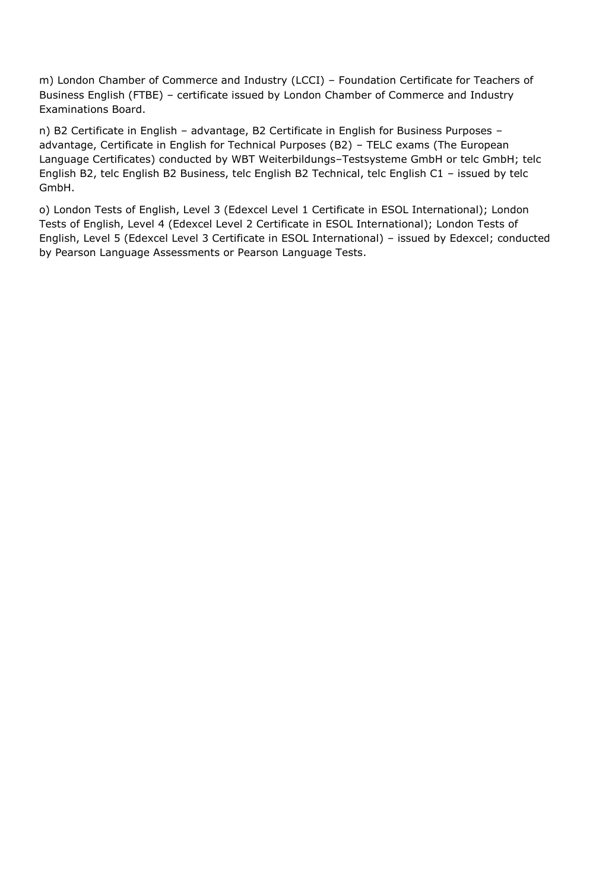m) London Chamber of Commerce and Industry (LCCI) – Foundation Certificate for Teachers of Business English (FTBE) – certificate issued by London Chamber of Commerce and Industry Examinations Board.

n) B2 Certificate in English – advantage, B2 Certificate in English for Business Purposes – advantage, Certificate in English for Technical Purposes (B2) – TELC exams (The European Language Certificates) conducted by WBT Weiterbildungs–Testsysteme GmbH or telc GmbH; telc English B2, telc English B2 Business, telc English B2 Technical, telc English C1 – issued by telc GmbH.

o) London Tests of English, Level 3 (Edexcel Level 1 Certificate in ESOL International); London Tests of English, Level 4 (Edexcel Level 2 Certificate in ESOL International); London Tests of English, Level 5 (Edexcel Level 3 Certificate in ESOL International) – issued by Edexcel; conducted by Pearson Language Assessments or Pearson Language Tests.